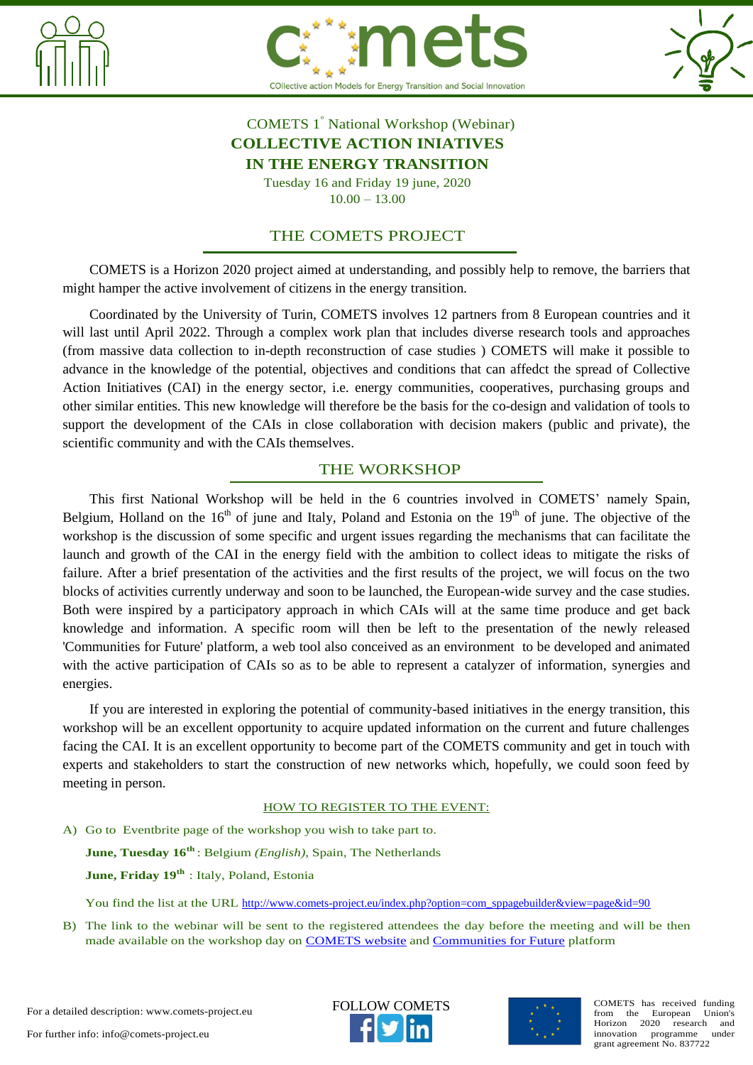COMETS – COllective action Models for Energy Transition and Social Innovation

COMETS 1° National Workshop (Webinar)

# COLLECTIVE ACTION INIATIVES IN THE ENERGY TRANSITION

Tuesday 16 and Friday 19 june, 2020

10.00 – 13.00

## THE COMETS PROJECT

COMETS is a Horizon 2020 project aimed at understanding, and possibly help to remove, the barriers that might hamper the active involvement of citizens in the energy transition.

Coordinated by the University of Turin, COMETS involves 12 partners from 8 European countries and it will last until April 2022. Through a complex work plan that includes diverse research tools and approaches (from massive data collection to in-depth reconstruction of case studies ) COMETS will make it possible to advance in the knowledge of the potential, objectives and conditions that can affedct the spread of Collective Action Initiatives (CAI) in the energy sector, i.e. energy communities, cooperatives, purchasing groups and other similar entities. This new knowledge will therefore be the basis for the co-design and validation of tools to support the development of the CAIs in close collaboration with decision makers (public and private), the scientific community and with the CAIs themselves.

## THE WORKSHOP

This first National Workshop will be held in the 6 countries involved in COMETS' namely Spain, Belgium, Holland on the 16th of june and Italy, Poland and Estonia on the 19th of june. The objective of the workshop is the discussion of some specific and urgent issues regarding the mechanisms that can facilitate the launch and growth of the CAI in the energy field with the ambition to collect ideas to mitigate the risks of failure. After a brief presentation of the activities and the first results of the project, we will focus on the two blocks of activities currently underway and soon to be launched, the European-wide survey and the case studies. Both were inspired by a participatory approach in which CAIs will at the same time produce and get back knowledge and information. A specific room will then be left to the presentation of the newly released 'Communities for Future' platform, a web tool also conceived as an environment to be developed and animated with the active participation of CAIs so as to be able to represent a catalyzer of information, synergies and energies.

If you are interested in exploring the potential of community-based initiatives in the energy transition, this workshop will be an excellent opportunity to acquire updated information on the current and future challenges facing the CAI. It is an excellent opportunity to become part of the COMETS community and get in touch with experts and stakeholders to start the construction of new networks which, hopefully, we could soon feed by meeting in person.

HOW TO REGISTER TO THE EVENT:

A) Go to Eventbrite page of the workshop you wish to take part to.

   **June, Tuesday 16th** : Belgium *(English)*, Spain, The Netherlands

   **June, Friday 19th** : Italy, Poland, Estonia

   You find the list at the URL http://www.comets-project.eu/index.php?option=com_sppagebuilder&view=page&id=90

B) The link to the webinar will be sent to the registered attendees the day before the meeting and will be then made available on the workshop day on COMETS website and Communities for Future platform

For a detailed description: www.comets-project.eu

For further info: info@comets-project.eu

FOLLOW COMETS

COMETS has received funding from the European Union's Horizon 2020 research and innovation programme under grant agreement No. 837722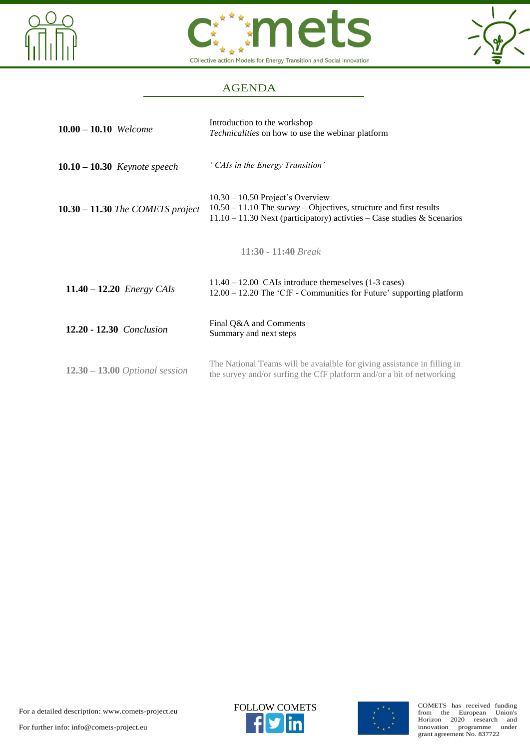comets

COllective action Models for Energy Transition and Social Innovation

## AGENDA

| | |
|---|---|
| **10.00 – 10.10** *Welcome* | Introduction to the workshop<br>*Technicalities* on how to use the webinar platform |
| **10.10 – 10.30** *Keynote speech* | *‘ CAIs in the Energy Transition’* |
| **10.30 – 11.30** *The COMETS project* | 10.30 – 10.50 Project’s Overview<br>10.50 – 11.10 The *survey* – Objectives, structure and first results<br>11.10 – 11.30 Next (participatory) activties – Case studies & Scenarios |
| | **11:30 - 11:40** *Break* |
| **11.40 – 12.20** *Energy CAIs* | 11.40 – 12.00 CAIs introduce themeselves (1-3 cases)<br>12.00 – 12.20 The ‘CfF - Communities for Future’ supporting platform |
| **12.20 - 12.30** *Conclusion* | Final Q&A and Comments<br>Summary and next steps |
| **12.30 – 13.00** *Optional session* | The National Teams will be avaialble for giving assistance in filling in the survey and/or surfing the CfF platform and/or a bit of networking |

For a detailed description: www.comets-project.eu

For further info: info@comets-project.eu

FOLLOW COMETS

COMETS has received funding from the European Union's Horizon 2020 research and innovation programme under grant agreement No. 837722